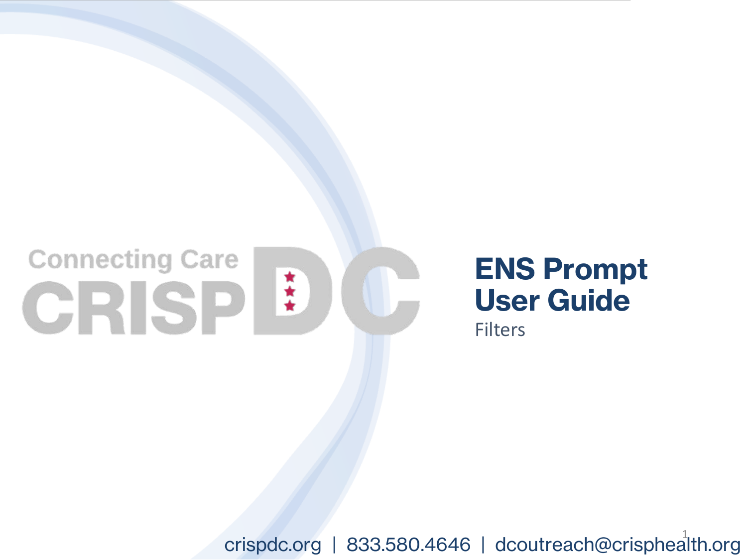Connecting Care

CRISP DC

# ENS Prompt User Guide

Filters

crispdc.org | 833.580.4646 | dcoutreach@crisphealth.org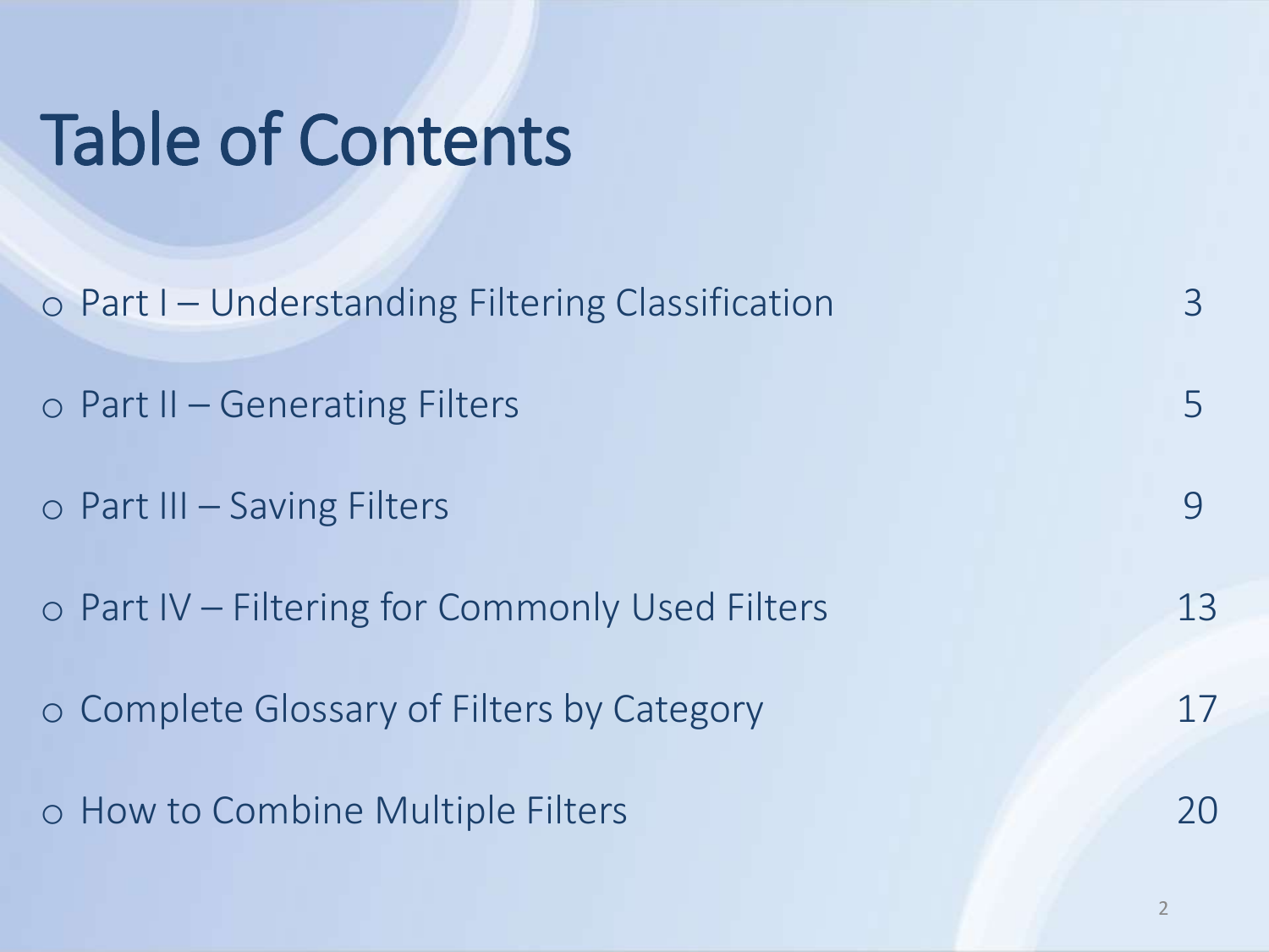# Table of Contents

- Part I – Understanding Filtering Classification 3
- Part II – Generating Filters 5
- Part III – Saving Filters 9
- Part IV – Filtering for Commonly Used Filters 13
- Complete Glossary of Filters by Category 17
- How to Combine Multiple Filters 20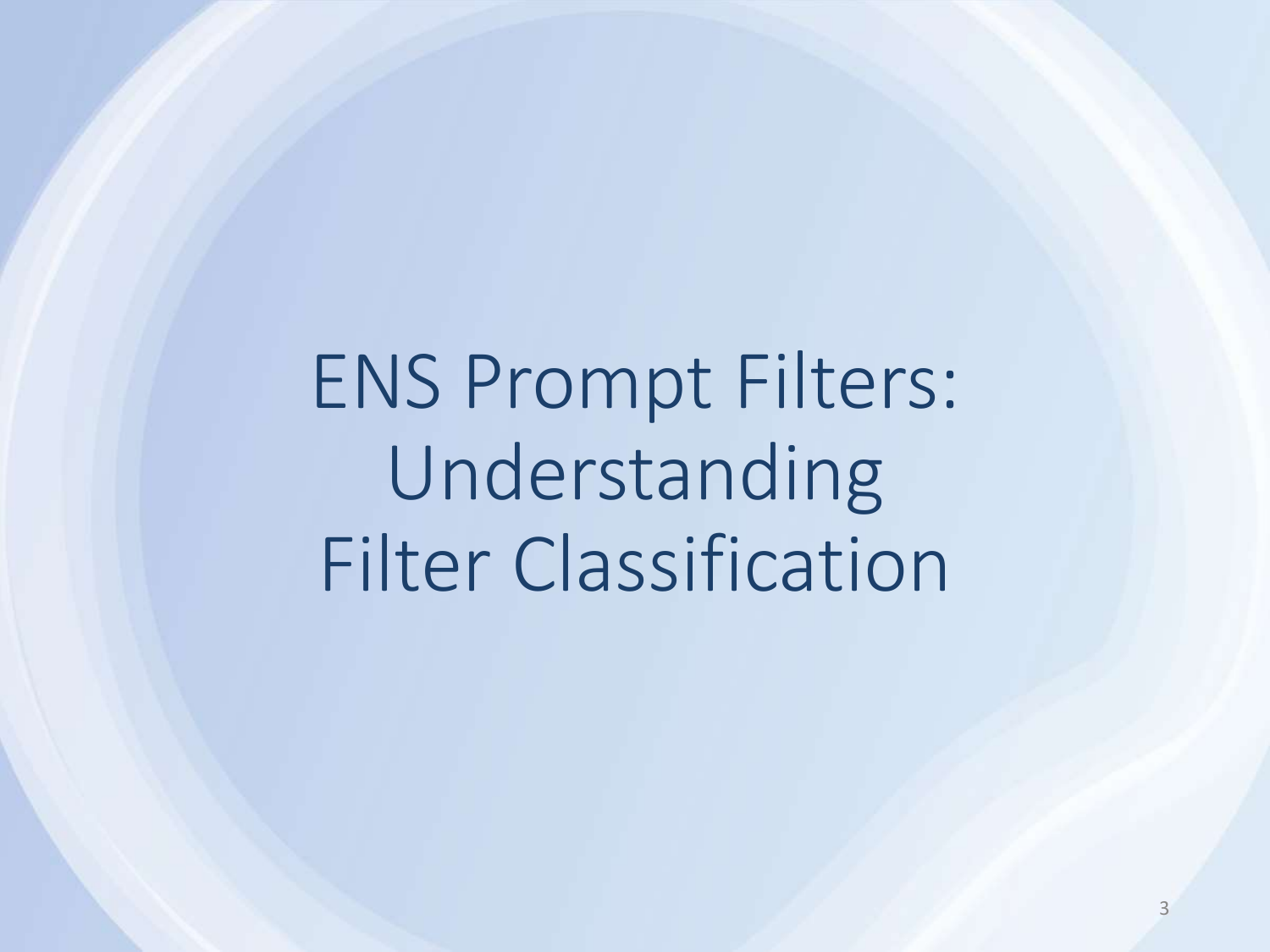# ENS Prompt Filters: Understanding Filter Classification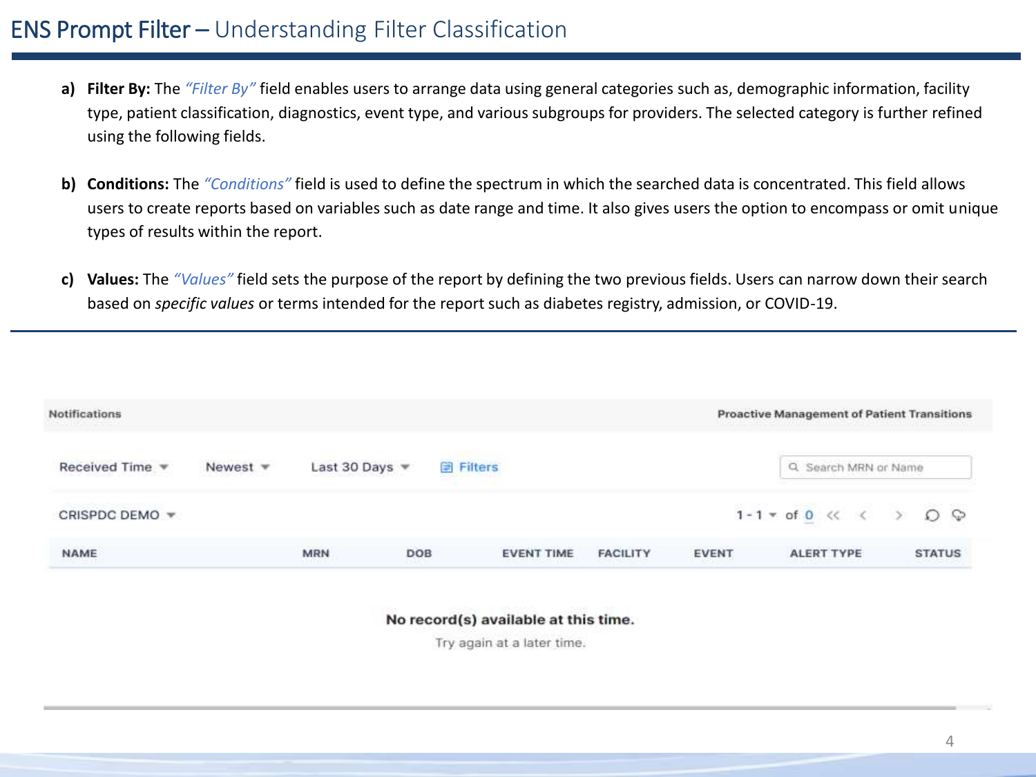# ENS Prompt Filter – Understanding Filter Classification

a) **Filter By:** The *"Filter By"* field enables users to arrange data using general categories such as, demographic information, facility type, patient classification, diagnostics, event type, and various subgroups for providers. The selected category is further refined using the following fields.

b) **Conditions:** The *"Conditions"* field is used to define the spectrum in which the searched data is concentrated. This field allows users to create reports based on variables such as date range and time. It also gives users the option to encompass or omit unique types of results within the report.

c) **Values:** The *"Values"* field sets the purpose of the report by defining the two previous fields. Users can narrow down their search based on *specific values* or terms intended for the report such as diabetes registry, admission, or COVID-19.

Notications | Proactive Management of Patient Transitions

Received Time ▾ | Newest ▾ | Last 30 Days ▾ | Filters | Search MRN or Name

CRISPDC DEMO ▾ | 1 - 1 ▾ of 0

| NAME | MRN | DOB | EVENT TIME | FACILITY | EVENT | ALERT TYPE | STATUS |
| --- | --- | --- | --- | --- | --- | --- | --- |

**No record(s) available at this time.**

Try again at a later time.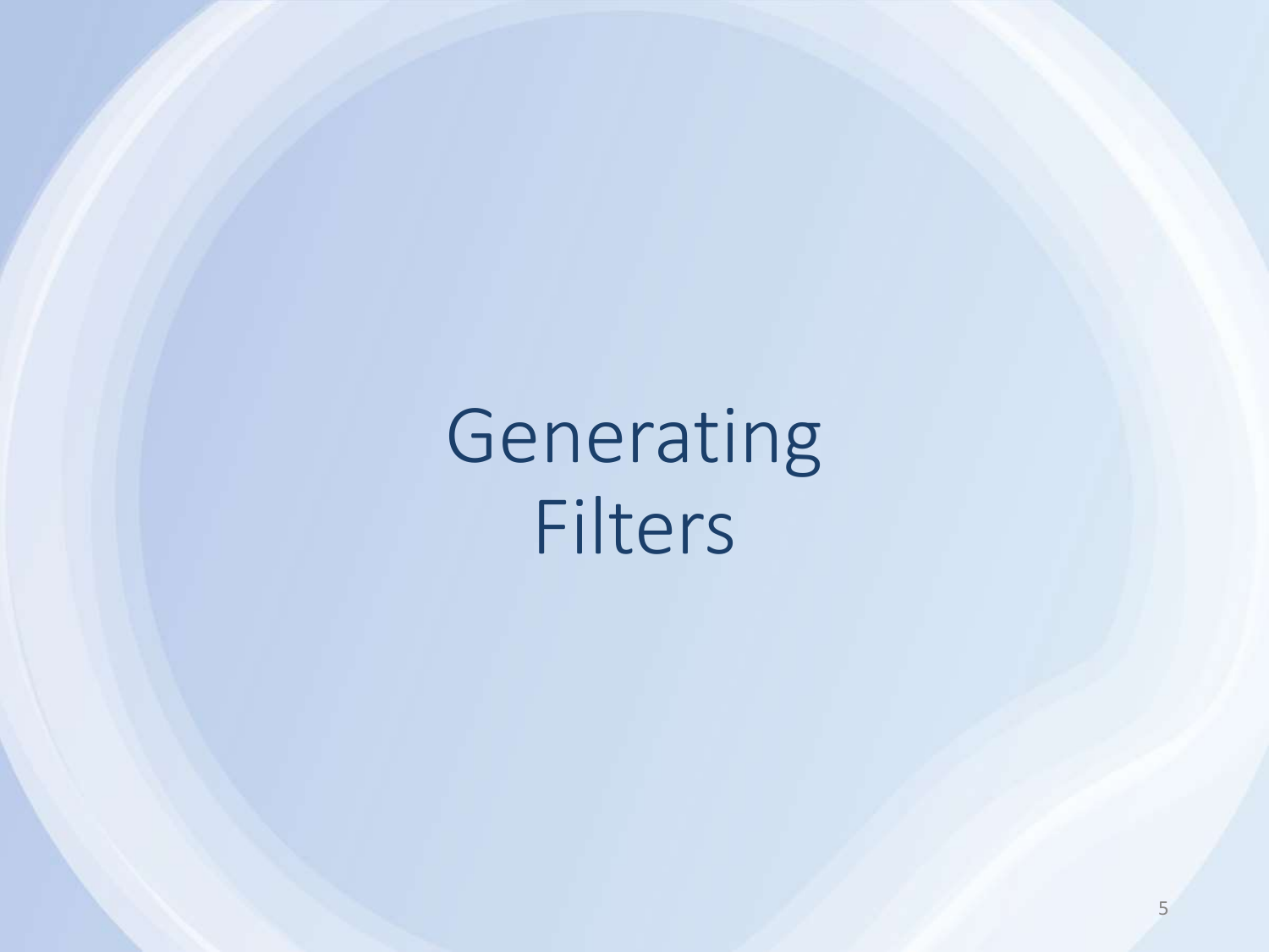# Generating Filters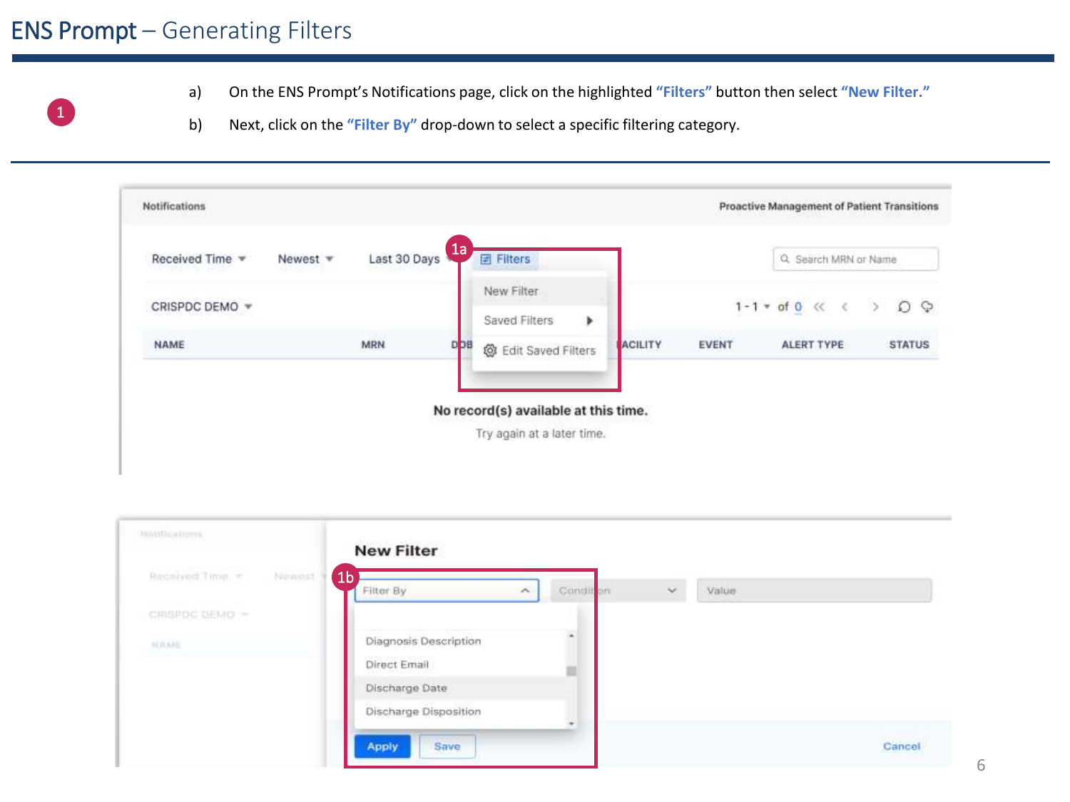# ENS Prompt – Generating Filters

1

a) On the ENS Prompt's Notifications page, click on the highlighted **"Filters"** button then select **"New Filter."**

b) Next, click on the **"Filter By"** drop-down to select a specific filtering category.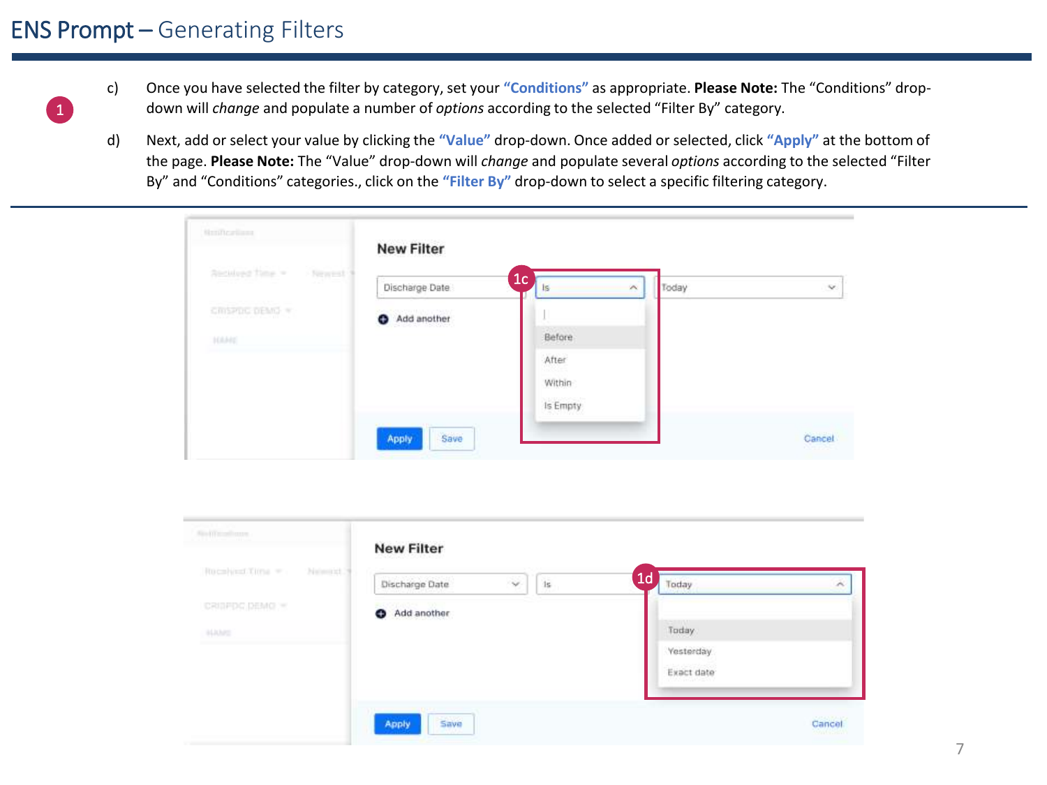# ENS Prompt – Generating Filters

1

c) Once you have selected the filter by category, set your **"Conditions"** as appropriate. **Please Note:** The "Conditions" drop-down will *change* and populate a number of *options* according to the selected "Filter By" category.

d) Next, add or select your value by clicking the **"Value"** drop-down. Once added or selected, click **"Apply"** at the bottom of the page. **Please Note:** The "Value" drop-down will *change* and populate several *options* according to the selected "Filter By" and "Conditions" categories., click on the **"Filter By"** drop-down to select a specific filtering category.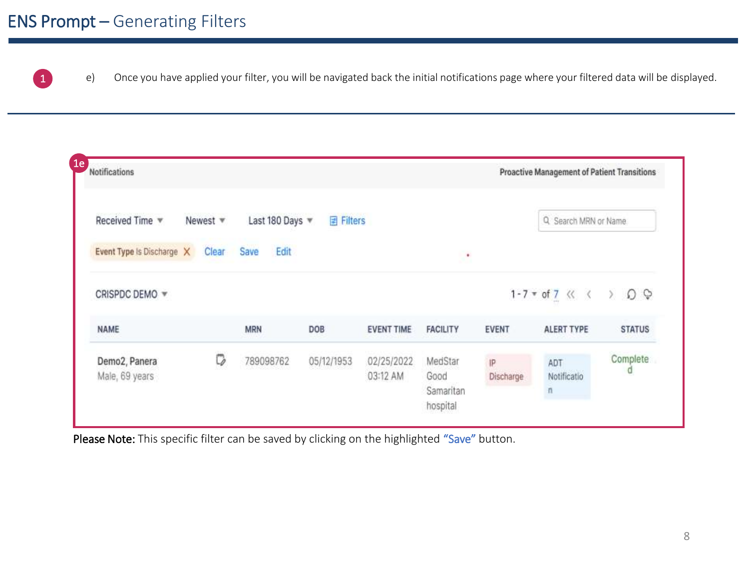# ENS Prompt – Generating Filters

1

e) Once you have applied your filter, you will be navigated back the initial notifications page where your filtered data will be displayed.

1e

Notifications | Proactive Management of Patient Transitions

Received Time ▾ Newest ▾ Last 180 Days ▾ Filters | Search MRN or Name

Event Type Is Discharge X Clear Save Edit

CRISPDC DEMO ▾ | 1 - 7 ▾ of 7

| NAME | MRN | DOB | EVENT TIME | FACILITY | EVENT | ALERT TYPE | STATUS |
|---|---|---|---|---|---|---|---|
| Demo2, Panera<br>Male, 69 years | 789098762 | 05/12/1953 | 02/25/2022 03:12 AM | MedStar Good Samaritan hospital | IP Discharge | ADT Notification | Completed |

**Please Note:** This specific filter can be saved by clicking on the highlighted "Save" button.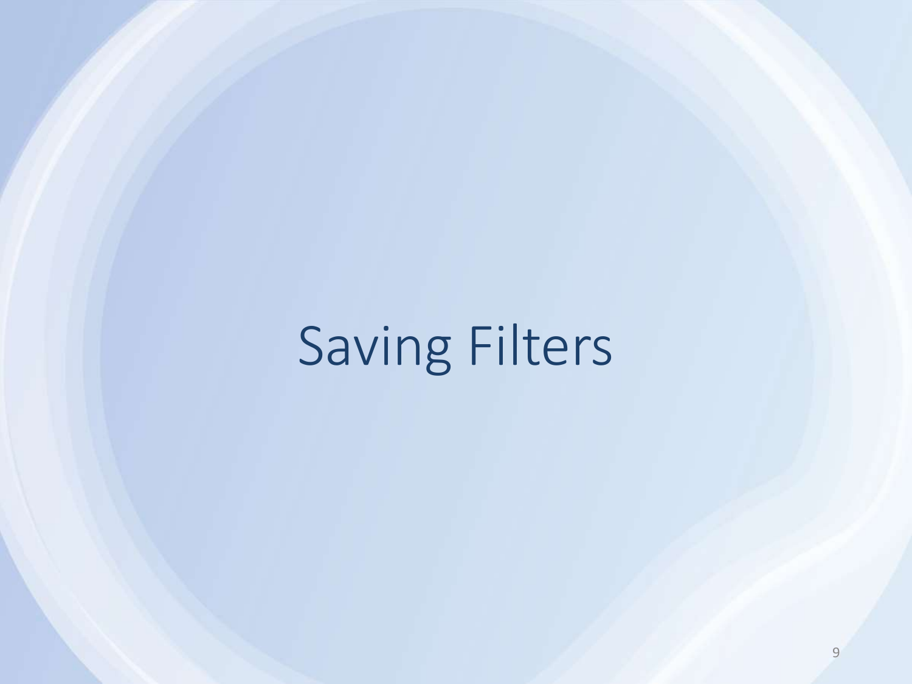# Saving Filters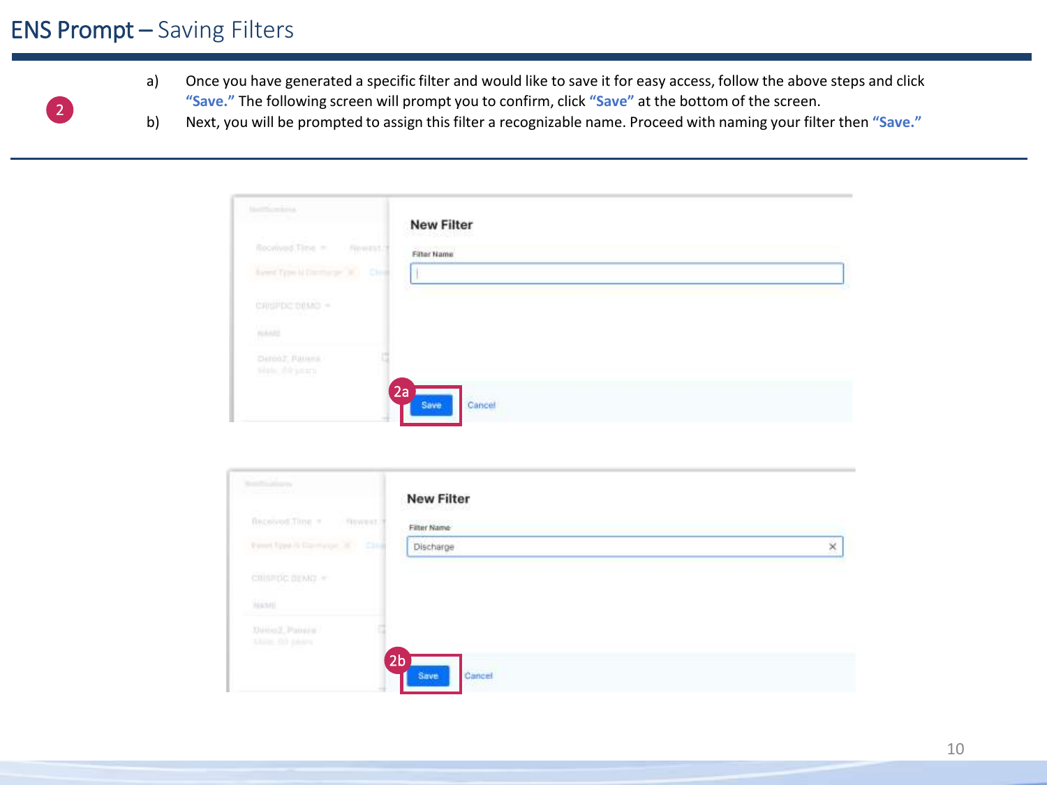# ENS Prompt – Saving Filters

2

a) Once you have generated a specific filter and would like to save it for easy access, follow the above steps and click **"Save."** The following screen will prompt you to confirm, click **"Save"** at the bottom of the screen.

b) Next, you will be prompted to assign this filter a recognizable name. Proceed with naming your filter then **"Save."**

New Filter

Filter Name

2a Save Cancel

New Filter

Filter Name

Discharge

2b Save Cancel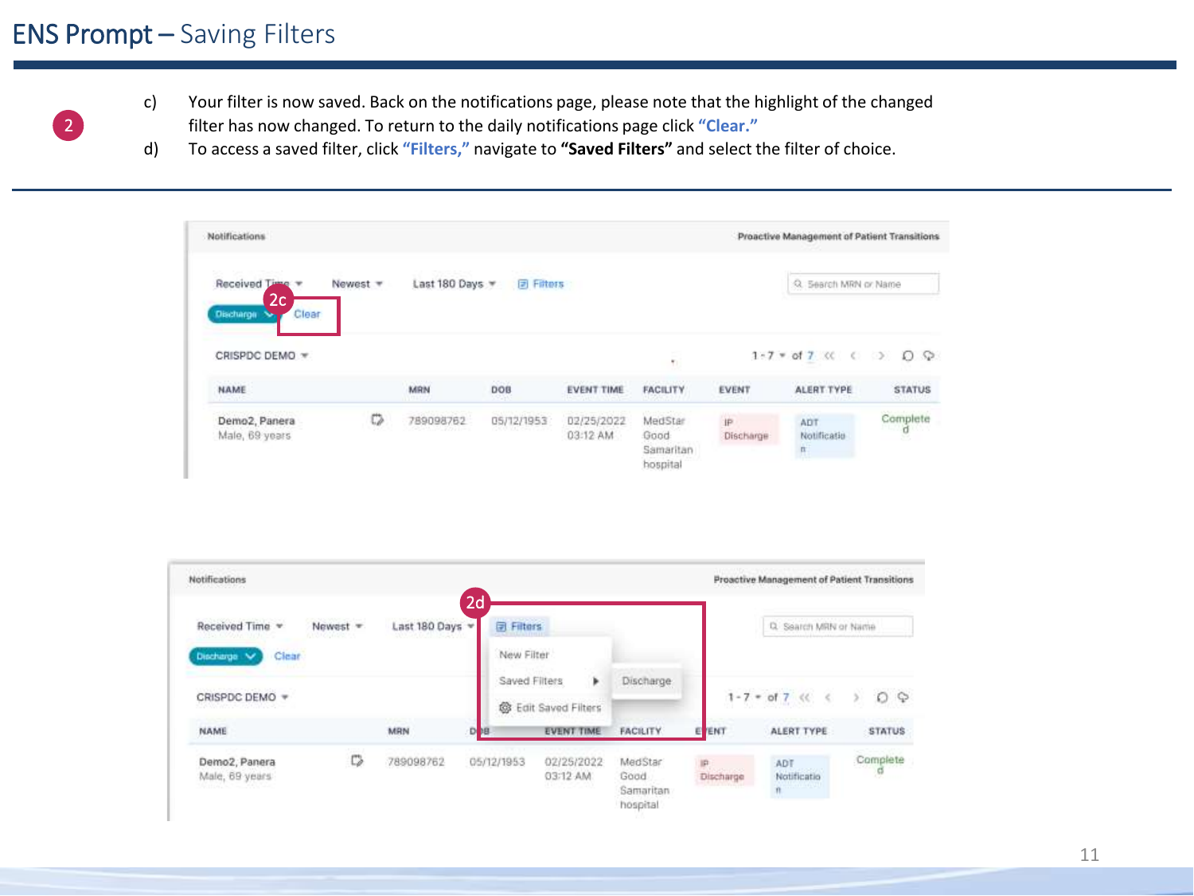# ENS Prompt – Saving Filters

2

c) Your filter is now saved. Back on the notifications page, please note that the highlight of the changed filter has now changed. To return to the daily notifications page click **"Clear."**

d) To access a saved filter, click **"Filters,"** navigate to **"Saved Filters"** and select the filter of choice.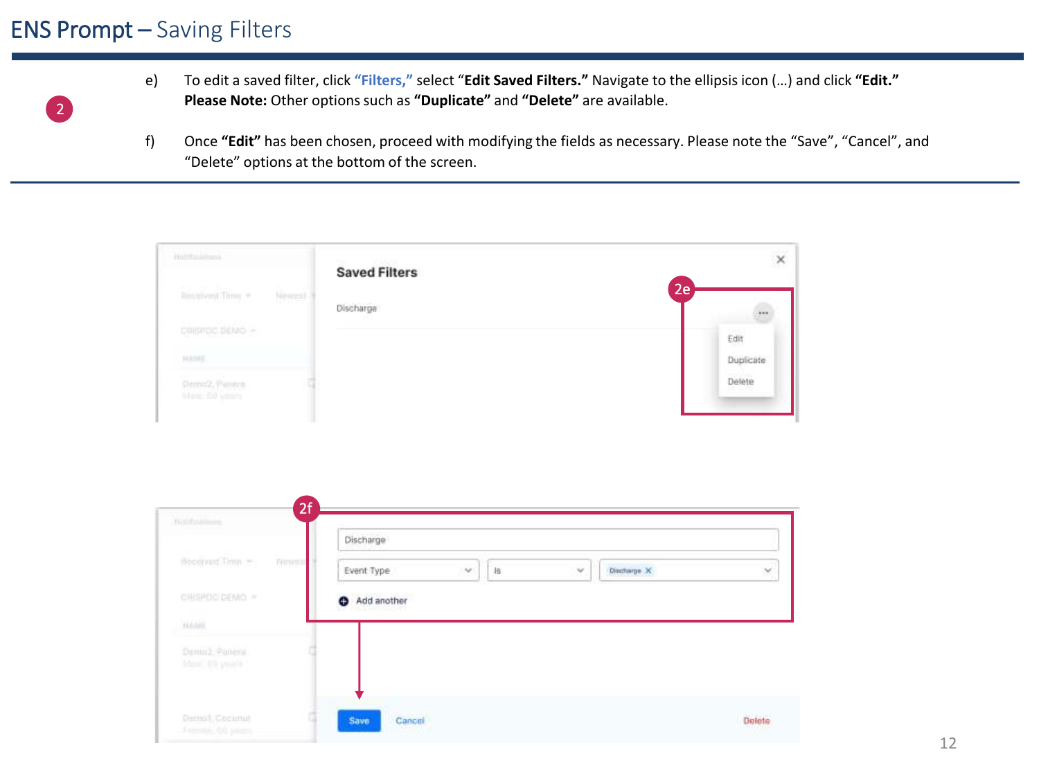# ENS Prompt – Saving Filters

2

e) To edit a saved filter, click **"Filters,"** select "**Edit Saved Filters.**" Navigate to the ellipsis icon (…) and click **"Edit."** **Please Note:** Other options such as **"Duplicate"** and **"Delete"** are available.

f) Once **"Edit"** has been chosen, proceed with modifying the fields as necessary. Please note the "Save", "Cancel", and "Delete" options at the bottom of the screen.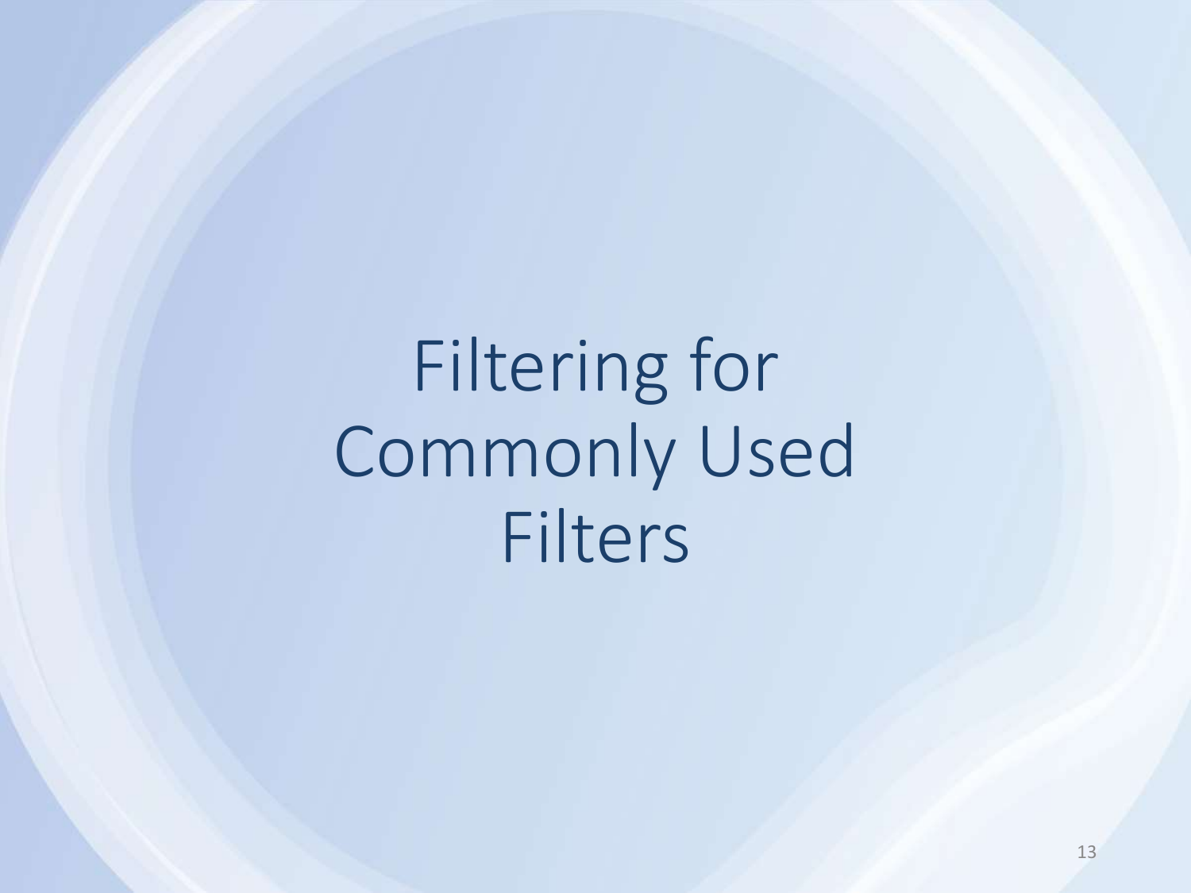# Filtering for Commonly Used Filters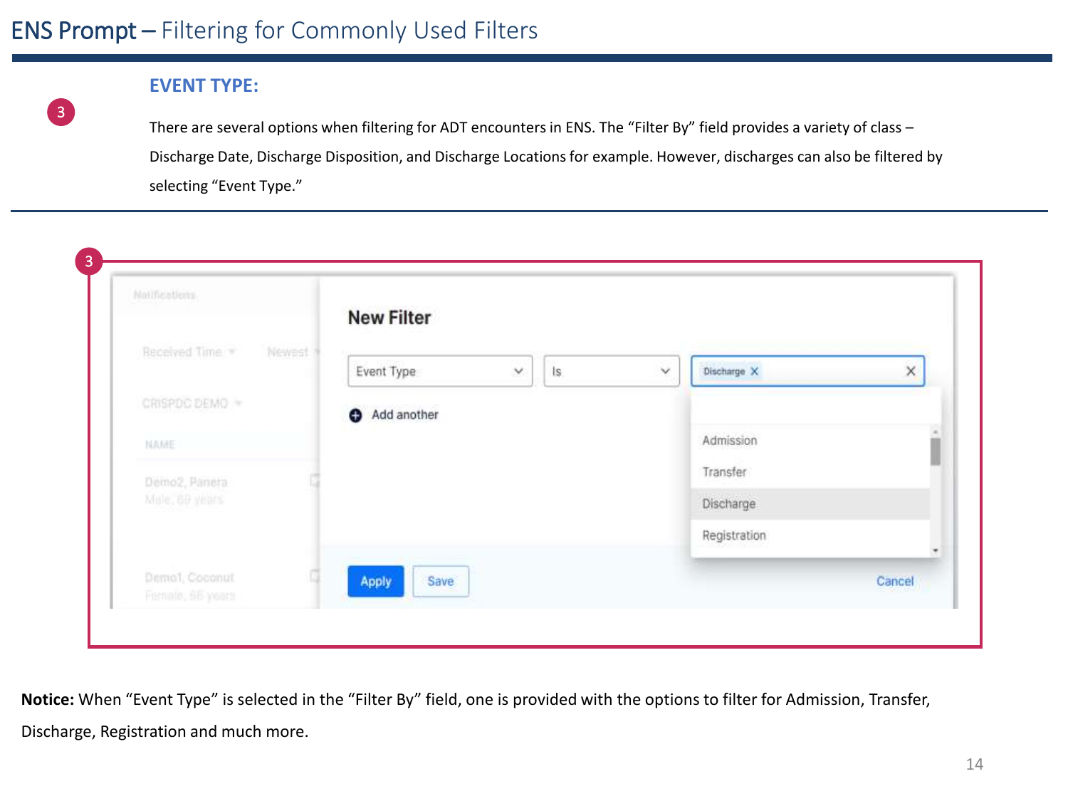# ENS Prompt – Filtering for Commonly Used Filters

3

## EVENT TYPE:

There are several options when filtering for ADT encounters in ENS. The "Filter By" field provides a variety of class – Discharge Date, Discharge Disposition, and Discharge Locations for example. However, discharges can also be filtered by selecting "Event Type."

3

**Notice:** When "Event Type" is selected in the "Filter By" field, one is provided with the options to filter for Admission, Transfer, Discharge, Registration and much more.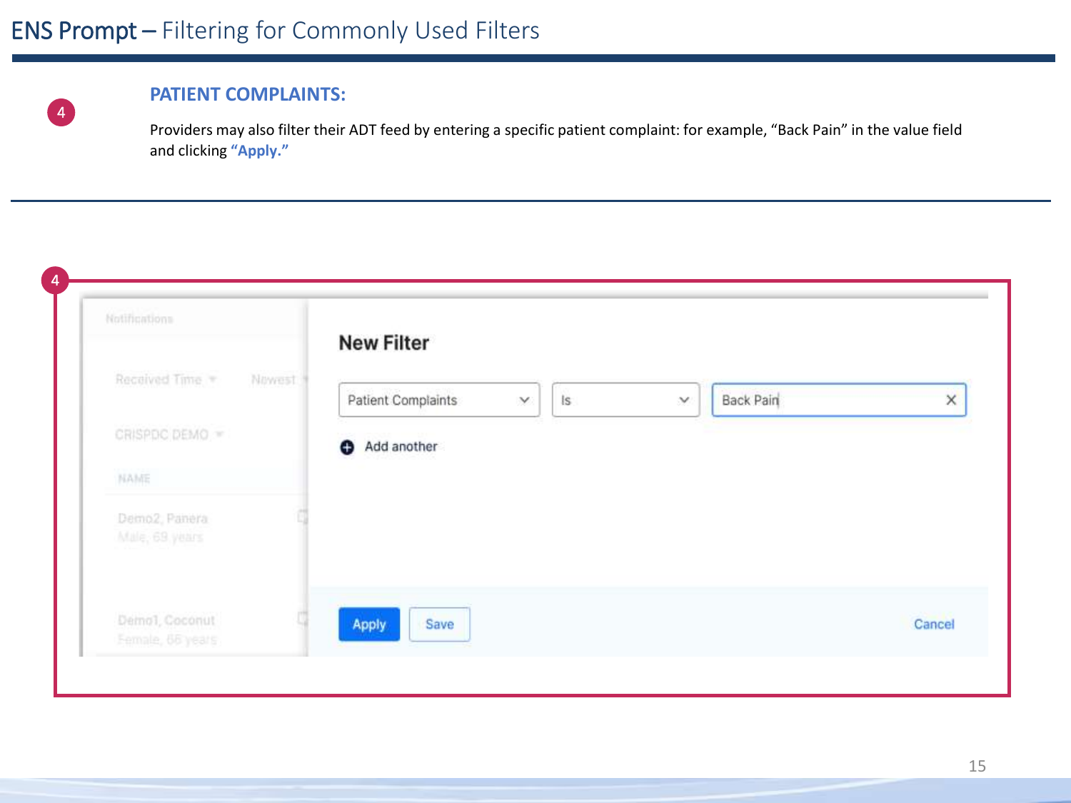# ENS Prompt – Filtering for Commonly Used Filters

4

## PATIENT COMPLAINTS:

Providers may also filter their ADT feed by entering a specific patient complaint: for example, “Back Pain” in the value field and clicking **“Apply.”**

4

Notifications

Received Time ▾ Newest ▾

CRISPDC DEMO ▾

NAME

Demo2, Panera
Male, 69 years

Demo1, Coconut
Female, 66 years

**New Filter**

Patient Complaints | Is | Back Pain

Add another

Apply Save Cancel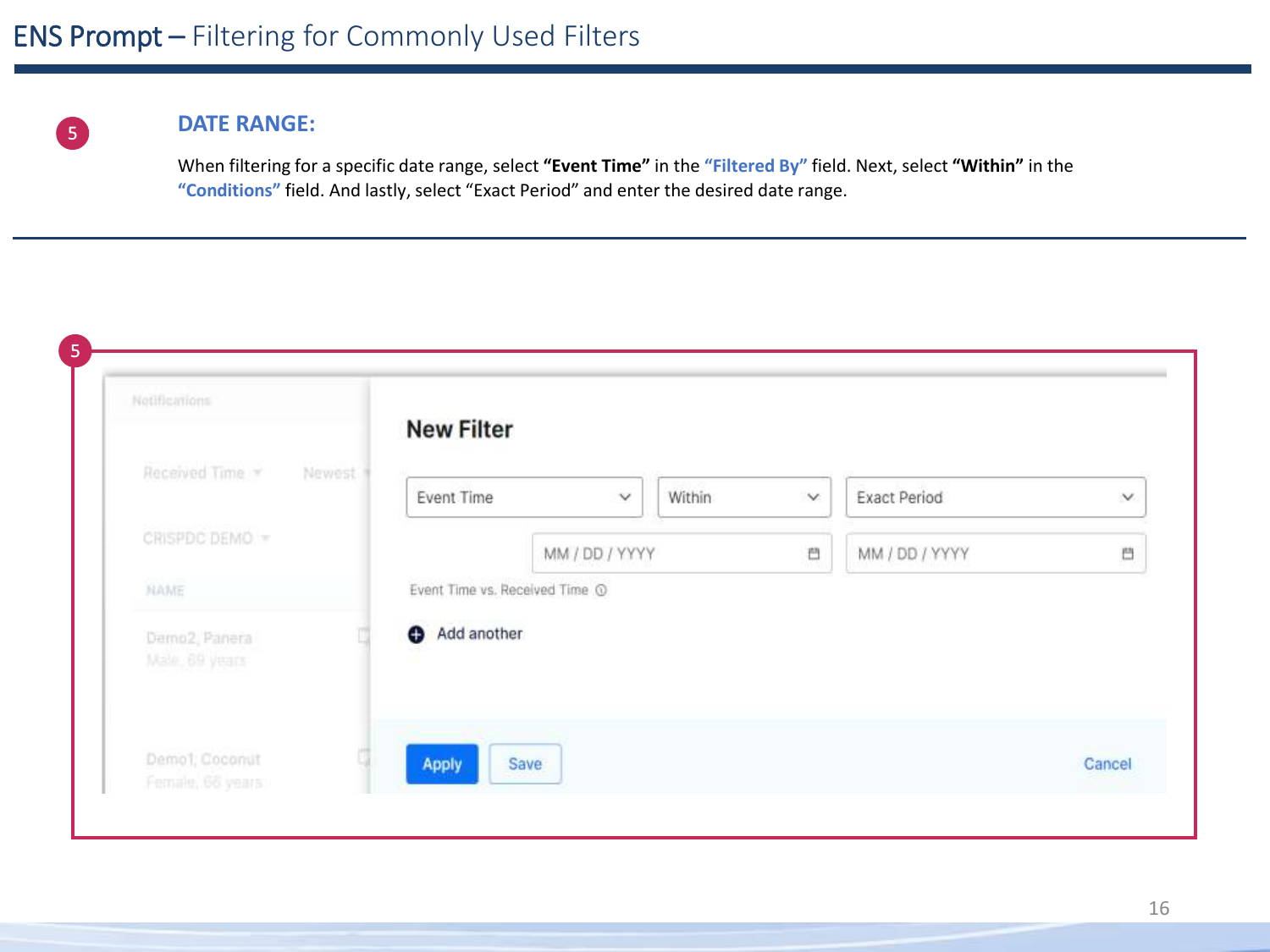# ENS Prompt – Filtering for Commonly Used Filters

5

## DATE RANGE:

When filtering for a specific date range, select **"Event Time"** in the **"Filtered By"** field. Next, select **"Within"** in the **"Conditions"** field. And lastly, select "Exact Period" and enter the desired date range.

5

Notifications

Received Time Newest

CRISPDC DEMO

NAME

Demo2, Panera
Male, 69 years

Demo1, Coconut
Female, 66 years

**New Filter**

Event Time | Within | Exact Period

MM / DD / YYYY | MM / DD / YYYY

Event Time vs. Received Time

Add another

Apply | Save | Cancel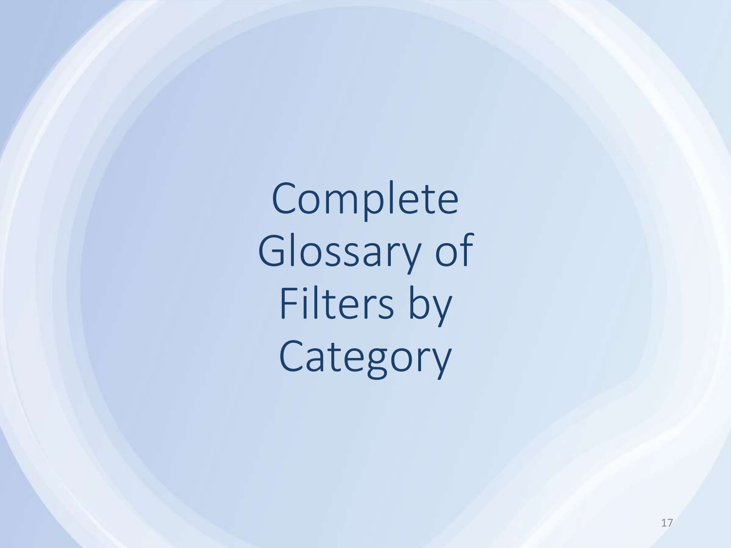# Complete Glossary of Filters by Category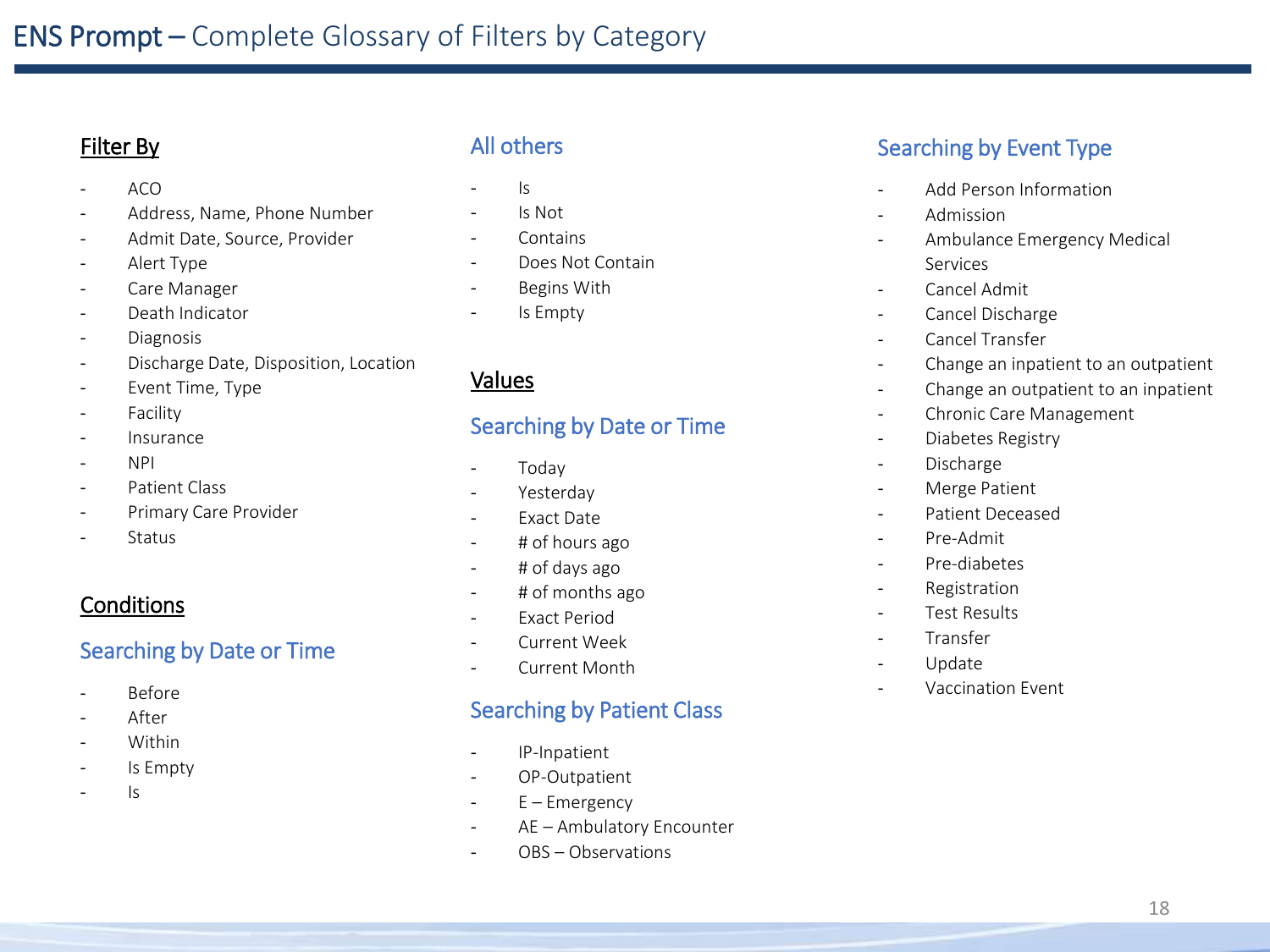# ENS Prompt – Complete Glossary of Filters by Category

## Filter By

- ACO
- Address, Name, Phone Number
- Admit Date, Source, Provider
- Alert Type
- Care Manager
- Death Indicator
- Diagnosis
- Discharge Date, Disposition, Location
- Event Time, Type
- Facility
- Insurance
- NPI
- Patient Class
- Primary Care Provider
- Status

## Conditions

### Searching by Date or Time

- Before
- After
- Within
- Is Empty
- Is

### All others

- Is
- Is Not
- Contains
- Does Not Contain
- Begins With
- Is Empty

## Values

### Searching by Date or Time

- Today
- Yesterday
- Exact Date
- # of hours ago
- # of days ago
- # of months ago
- Exact Period
- Current Week
- Current Month

### Searching by Patient Class

- IP-Inpatient
- OP-Outpatient
- E – Emergency
- AE – Ambulatory Encounter
- OBS – Observations

### Searching by Event Type

- Add Person Information
- Admission
- Ambulance Emergency Medical Services
- Cancel Admit
- Cancel Discharge
- Cancel Transfer
- Change an inpatient to an outpatient
- Change an outpatient to an inpatient
- Chronic Care Management
- Diabetes Registry
- Discharge
- Merge Patient
- Patient Deceased
- Pre-Admit
- Pre-diabetes
- Registration
- Test Results
- Transfer
- Update
- Vaccination Event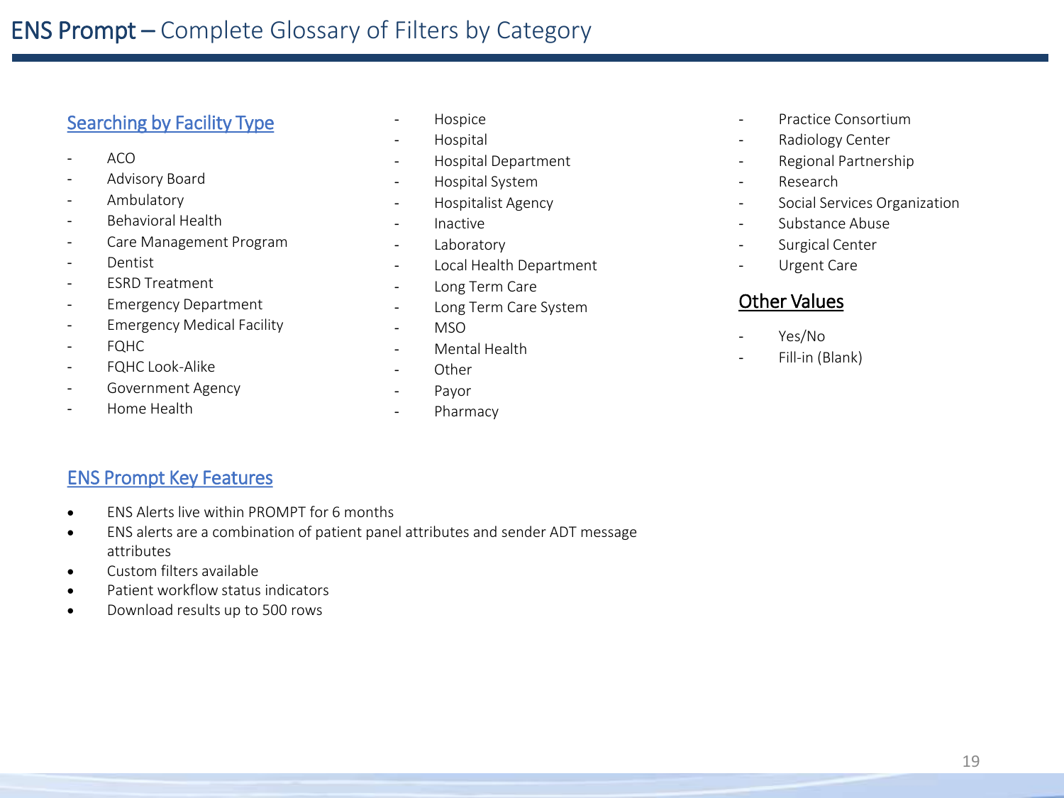# ENS Prompt – Complete Glossary of Filters by Category

## Searching by Facility Type

- ACO
- Advisory Board
- Ambulatory
- Behavioral Health
- Care Management Program
- Dentist
- ESRD Treatment
- Emergency Department
- Emergency Medical Facility
- FQHC
- FQHC Look-Alike
- Government Agency
- Home Health
- Hospice
- Hospital
- Hospital Department
- Hospital System
- Hospitalist Agency
- Inactive
- Laboratory
- Local Health Department
- Long Term Care
- Long Term Care System
- MSO
- Mental Health
- Other
- Payor
- Pharmacy
- Practice Consortium
- Radiology Center
- Regional Partnership
- Research
- Social Services Organization
- Substance Abuse
- Surgical Center
- Urgent Care

## Other Values

- Yes/No
- Fill-in (Blank)

## ENS Prompt Key Features

- ENS Alerts live within PROMPT for 6 months
- ENS alerts are a combination of patient panel attributes and sender ADT message attributes
- Custom filters available
- Patient workflow status indicators
- Download results up to 500 rows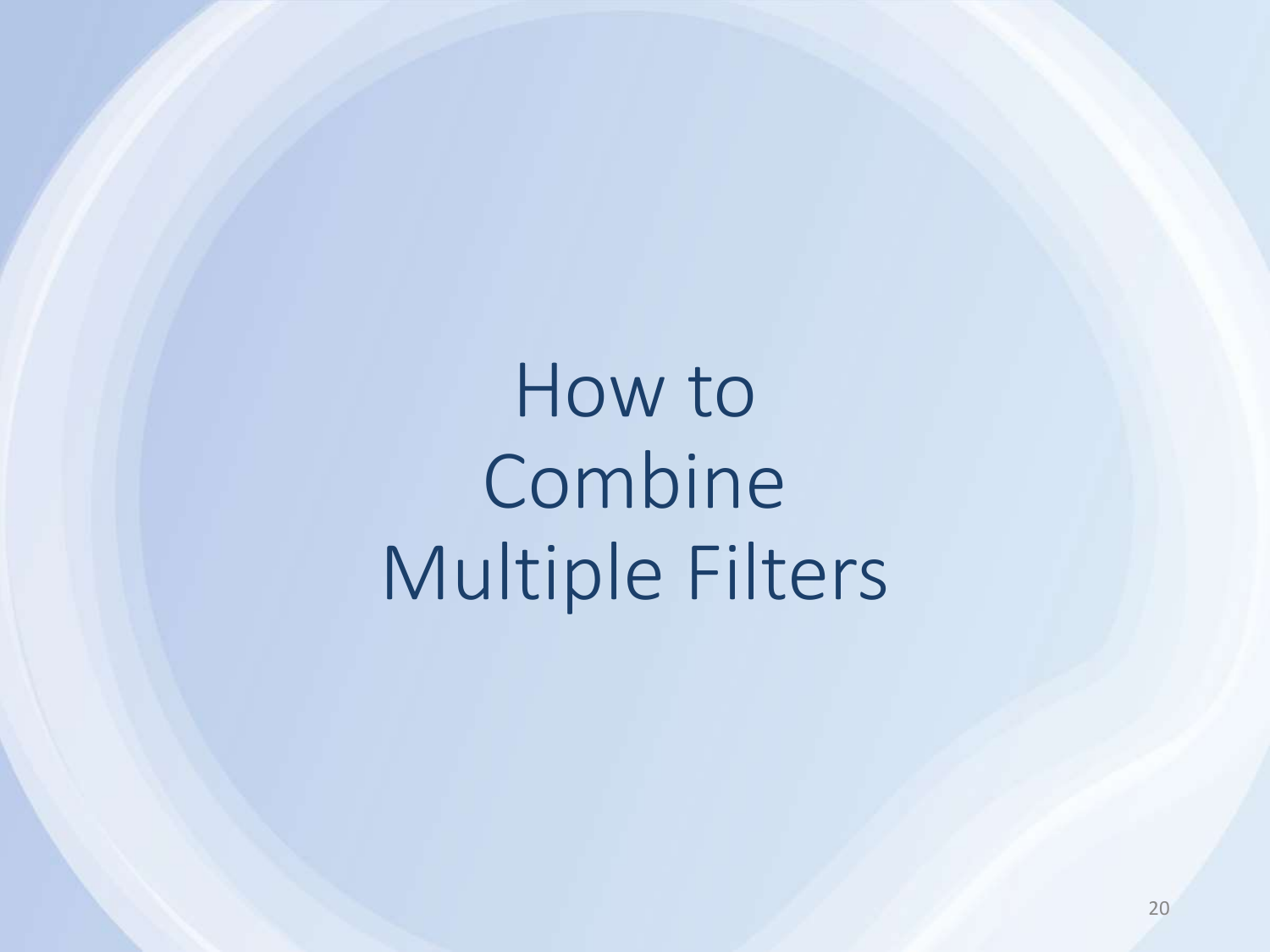# How to Combine Multiple Filters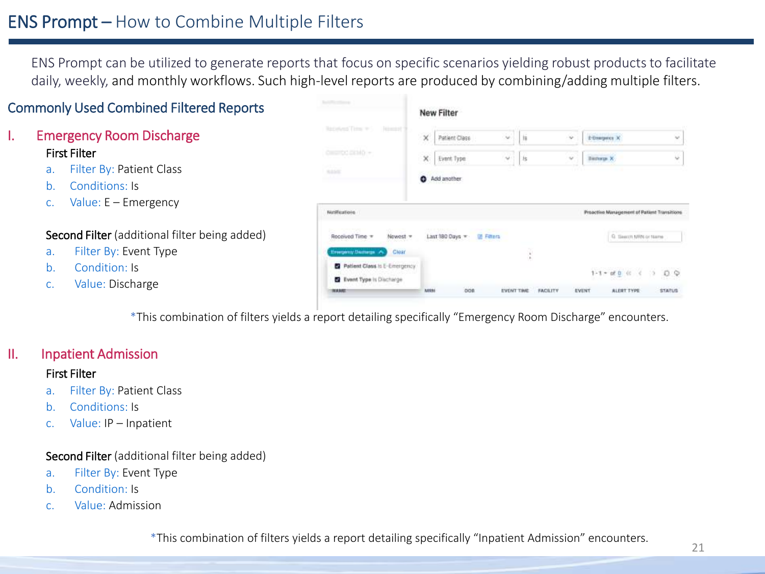# ENS Prompt – How to Combine Multiple Filters

ENS Prompt can be utilized to generate reports that focus on specific scenarios yielding robust products to facilitate daily, weekly, and monthly workflows. Such high-level reports are produced by combining/adding multiple filters.

## Commonly Used Combined Filtered Reports

### I. Emergency Room Discharge

**First Filter**

a. Filter By: Patient Class
b. Conditions: Is
c. Value: E – Emergency

**Second Filter** (additional filter being added)

a. Filter By: Event Type
b. Condition: Is
c. Value: Discharge

*This combination of filters yields a report detailing specifically "Emergency Room Discharge" encounters.

### II. Inpatient Admission

**First Filter**

a. Filter By: Patient Class
b. Conditions: Is
c. Value: IP – Inpatient

**Second Filter** (additional filter being added)

a. Filter By: Event Type
b. Condition: Is
c. Value: Admission

*This combination of filters yields a report detailing specifically "Inpatient Admission" encounters.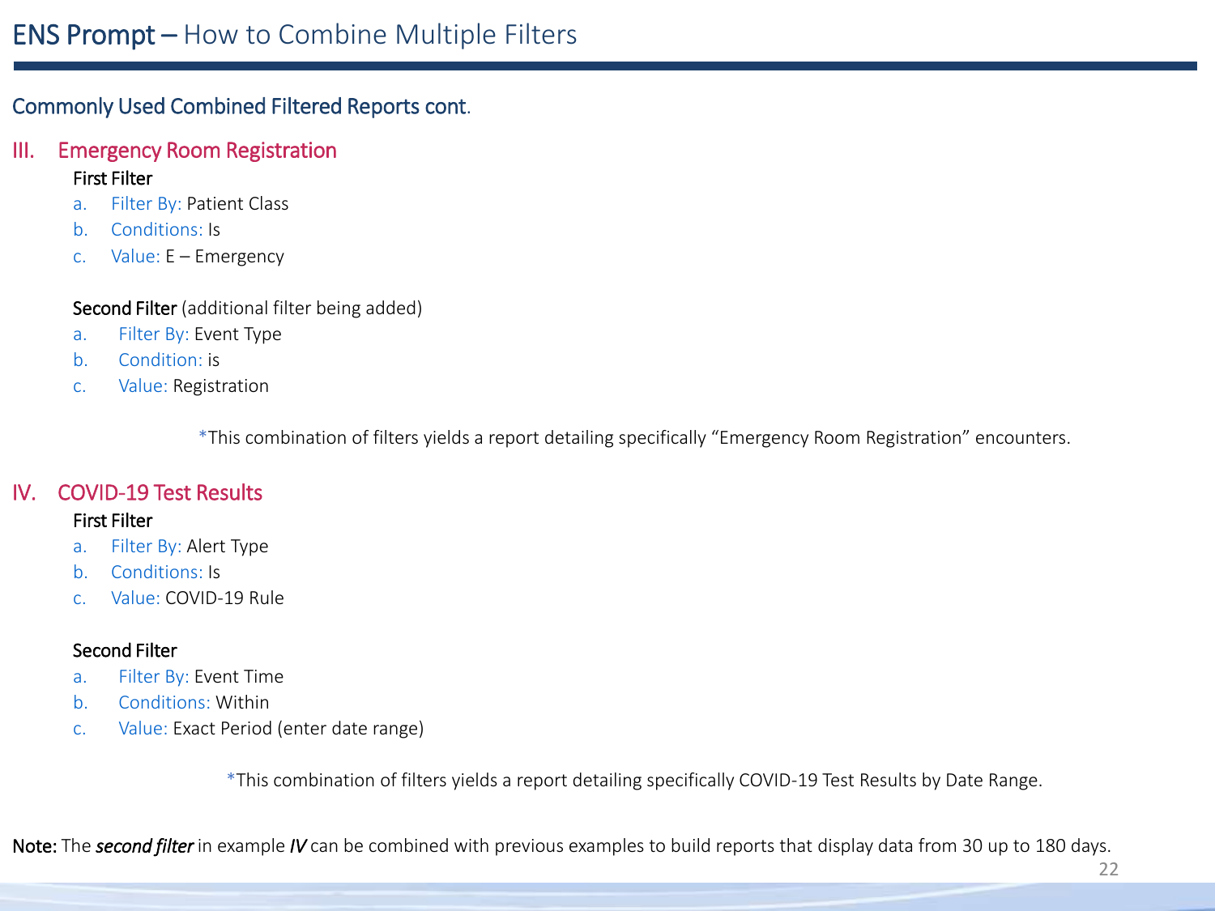# ENS Prompt – How to Combine Multiple Filters

## Commonly Used Combined Filtered Reports cont.

### III. Emergency Room Registration

**First Filter**

a. Filter By: Patient Class
b. Conditions: Is
c. Value: E – Emergency

**Second Filter** (additional filter being added)

a. Filter By: Event Type
b. Condition: is
c. Value: Registration

*This combination of filters yields a report detailing specifically "Emergency Room Registration" encounters.

### IV. COVID-19 Test Results

**First Filter**

a. Filter By: Alert Type
b. Conditions: Is
c. Value: COVID-19 Rule

**Second Filter**

a. Filter By: Event Time
b. Conditions: Within
c. Value: Exact Period (enter date range)

*This combination of filters yields a report detailing specifically COVID-19 Test Results by Date Range.

**Note:** The ***second filter*** in example ***IV*** can be combined with previous examples to build reports that display data from 30 up to 180 days.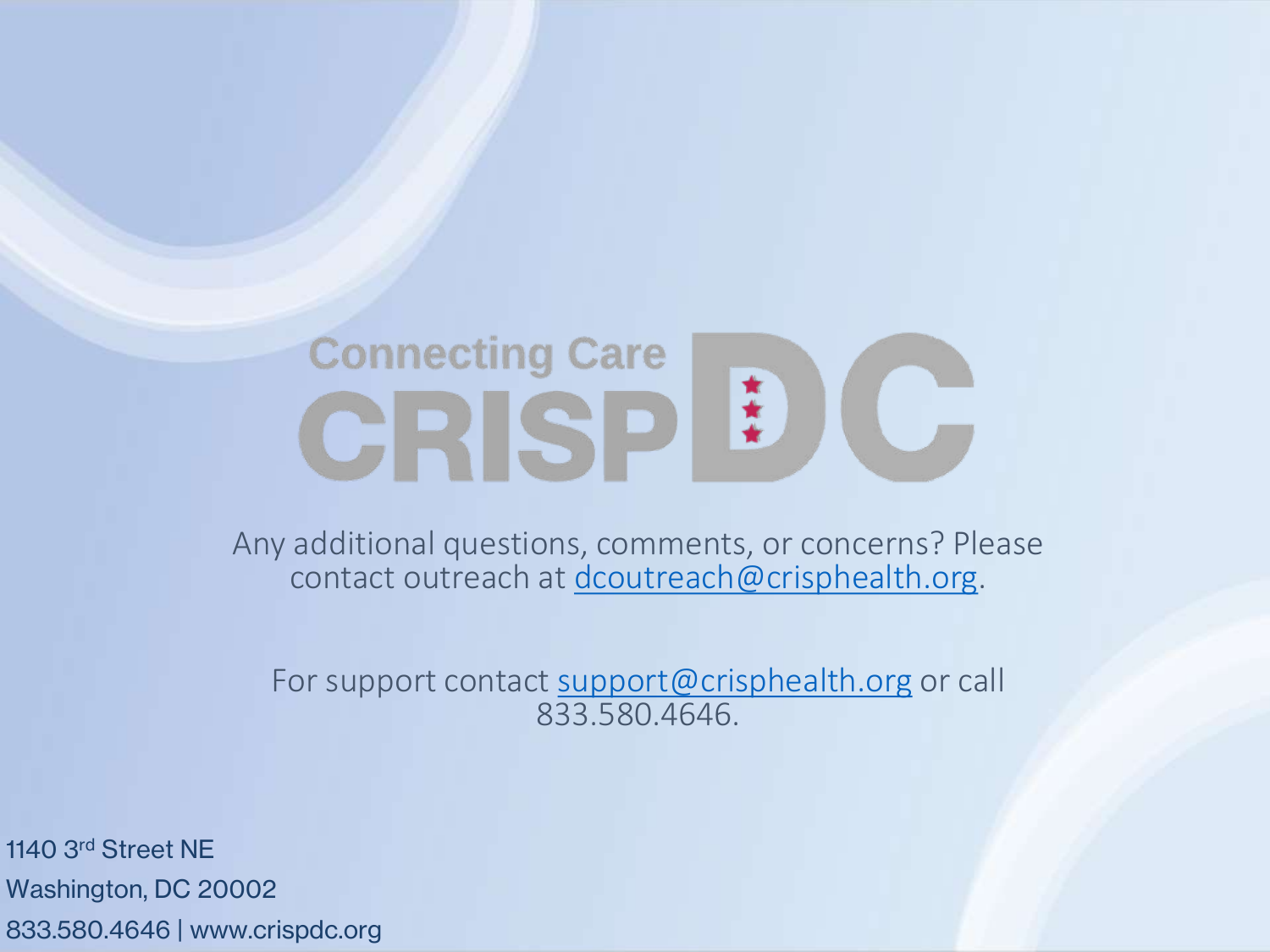Connecting Care

CRISP DC

Any additional questions, comments, or concerns? Please contact outreach at dcoutreach@crisphealth.org.

For support contact support@crisphealth.org or call 833.580.4646.

1140 3rd Street NE
Washington, DC 20002
833.580.4646 | www.crispdc.org